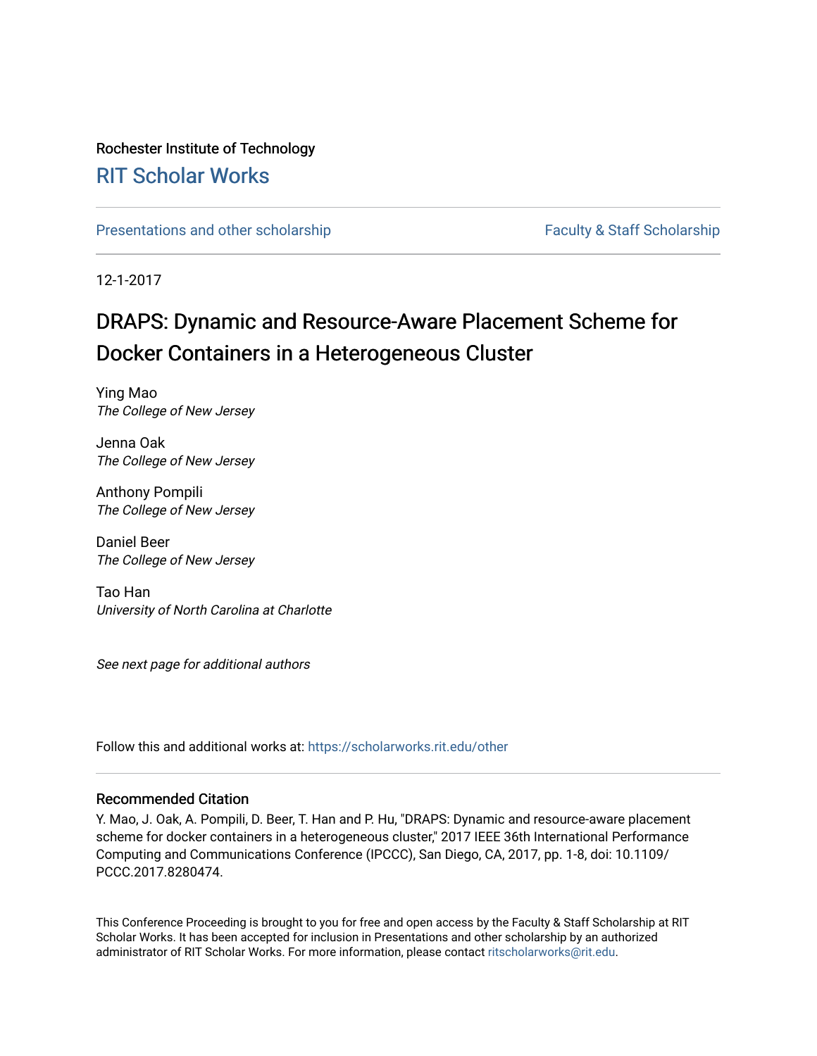Rochester Institute of Technology

## RIT Scholar Works

Presentations and other scholarship

Faculty & Staff Scholarship

12-1-2017

# DRAPS: Dynamic and Resource-Aware Placement Scheme for Docker Containers in a Heterogeneous Cluster

Ying Mao
*The College of New Jersey*

Jenna Oak
*The College of New Jersey*

Anthony Pompili
*The College of New Jersey*

Daniel Beer
*The College of New Jersey*

Tao Han
*University of North Carolina at Charlotte*

*See next page for additional authors*

Follow this and additional works at: https://scholarworks.rit.edu/other

### Recommended Citation

Y. Mao, J. Oak, A. Pompili, D. Beer, T. Han and P. Hu, "DRAPS: Dynamic and resource-aware placement scheme for docker containers in a heterogeneous cluster," 2017 IEEE 36th International Performance Computing and Communications Conference (IPCCC), San Diego, CA, 2017, pp. 1-8, doi: 10.1109/PCCC.2017.8280474.

This Conference Proceeding is brought to you for free and open access by the Faculty & Staff Scholarship at RIT Scholar Works. It has been accepted for inclusion in Presentations and other scholarship by an authorized administrator of RIT Scholar Works. For more information, please contact ritscholarworks@rit.edu.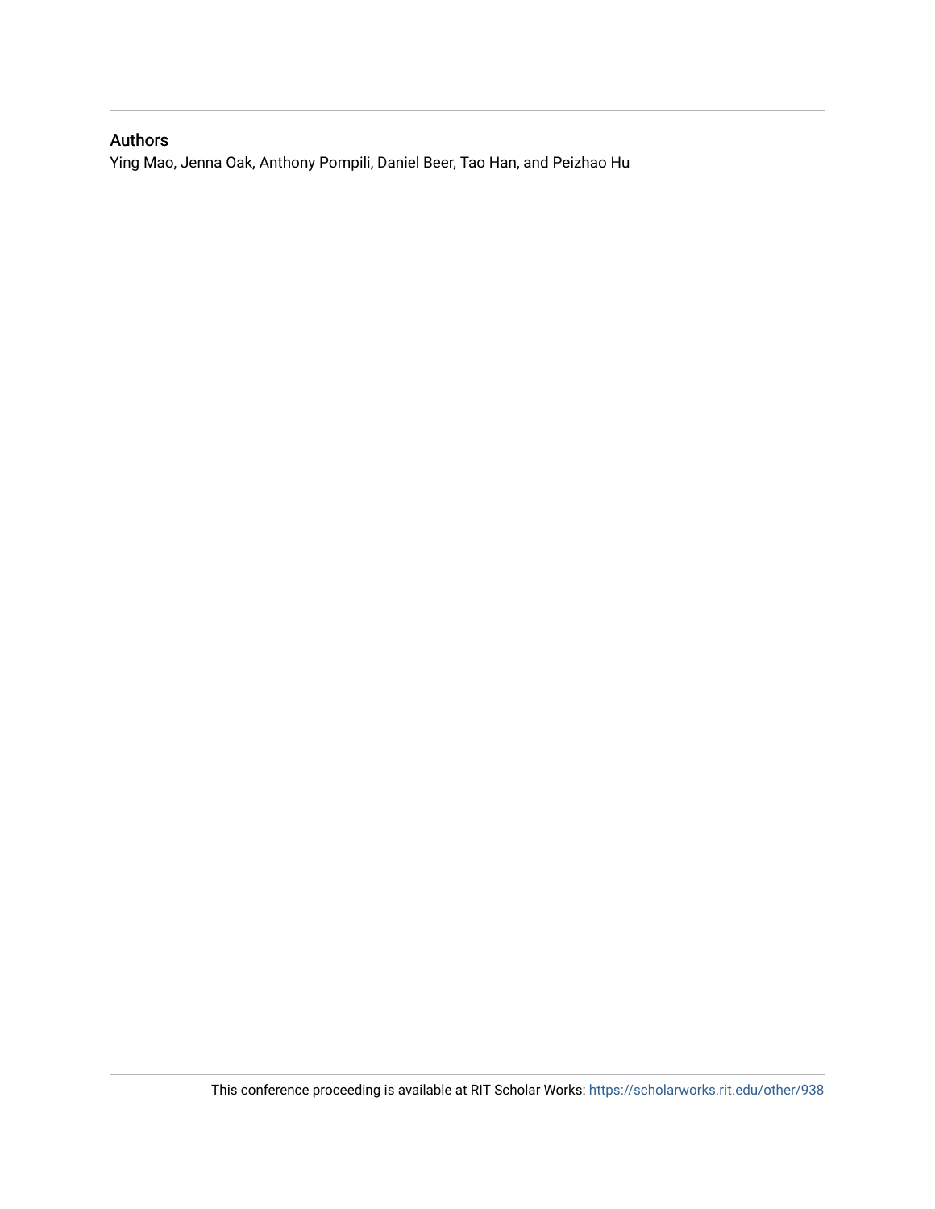## Authors

Ying Mao, Jenna Oak, Anthony Pompili, Daniel Beer, Tao Han, and Peizhao Hu

This conference proceeding is available at RIT Scholar Works: https://scholarworks.rit.edu/other/938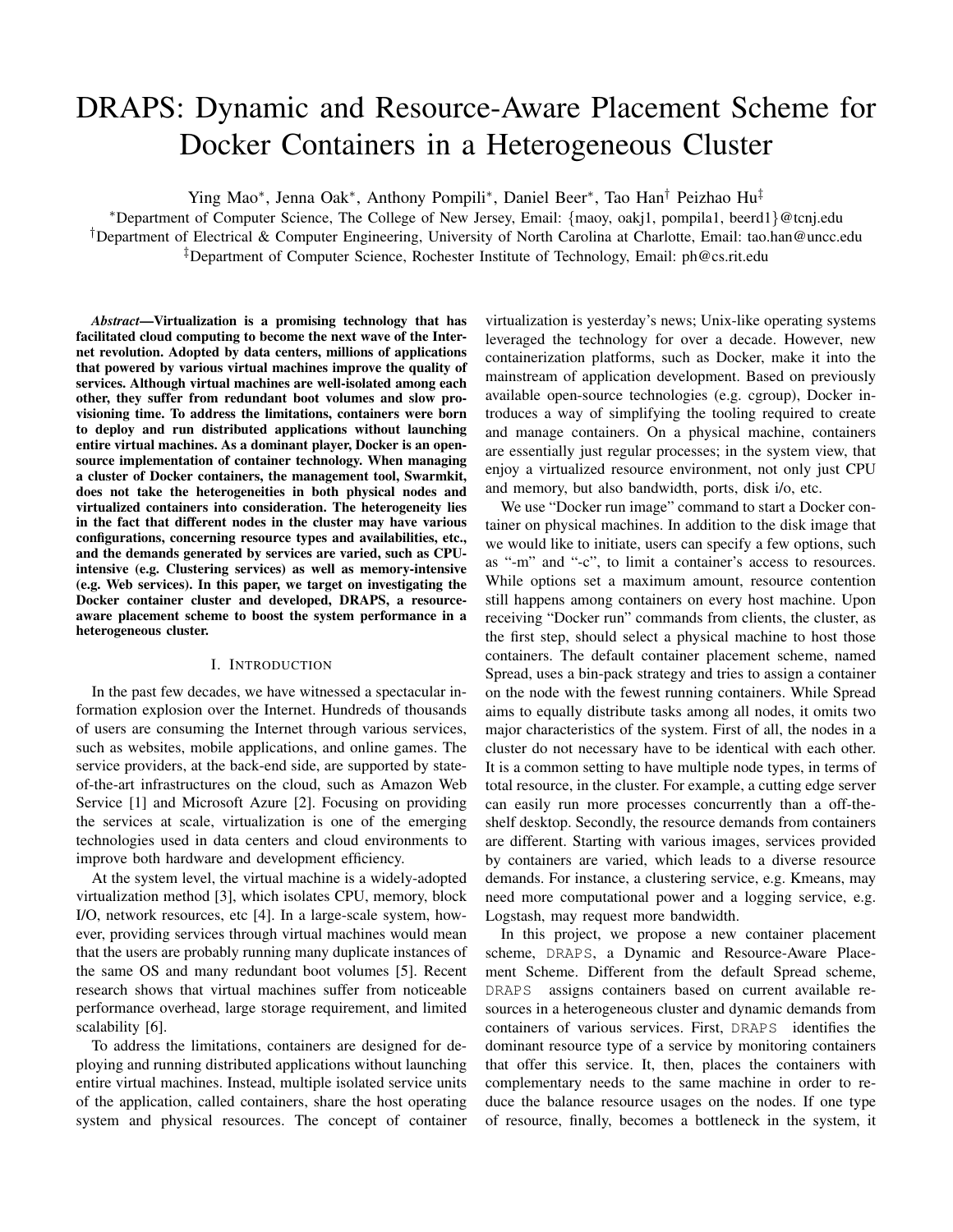# DRAPS: Dynamic and Resource-Aware Placement Scheme for Docker Containers in a Heterogeneous Cluster

Ying Mao[*], Jenna Oak[*], Anthony Pompili[*], Daniel Beer[*], Tao Han[†] Peizhao Hu[‡]

[*]Department of Computer Science, The College of New Jersey, Email: {maoy, oakj1, pompila1, beerd1}@tcnj.edu

[†]Department of Electrical & Computer Engineering, University of North Carolina at Charlotte, Email: tao.han@uncc.edu

[‡]Department of Computer Science, Rochester Institute of Technology, Email: ph@cs.rit.edu

***Abstract*—Virtualization is a promising technology that has facilitated cloud computing to become the next wave of the Internet revolution. Adopted by data centers, millions of applications that powered by various virtual machines improve the quality of services. Although virtual machines are well-isolated among each other, they suffer from redundant boot volumes and slow provisioning time. To address the limitations, containers were born to deploy and run distributed applications without launching entire virtual machines. As a dominant player, Docker is an open-source implementation of container technology. When managing a cluster of Docker containers, the management tool, Swarmkit, does not take the heterogeneities in both physical nodes and virtualized containers into consideration. The heterogeneity lies in the fact that different nodes in the cluster may have various configurations, concerning resource types and availabilities, etc., and the demands generated by services are varied, such as CPU-intensive (e.g. Clustering services) as well as memory-intensive (e.g. Web services). In this paper, we target on investigating the Docker container cluster and developed, DRAPS, a resource-aware placement scheme to boost the system performance in a heterogeneous cluster.**

## I. Introduction

In the past few decades, we have witnessed a spectacular information explosion over the Internet. Hundreds of thousands of users are consuming the Internet through various services, such as websites, mobile applications, and online games. The service providers, at the back-end side, are supported by state-of-the-art infrastructures on the cloud, such as Amazon Web Service [1] and Microsoft Azure [2]. Focusing on providing the services at scale, virtualization is one of the emerging technologies used in data centers and cloud environments to improve both hardware and development efficiency.

At the system level, the virtual machine is a widely-adopted virtualization method [3], which isolates CPU, memory, block I/O, network resources, etc [4]. In a large-scale system, however, providing services through virtual machines would mean that the users are probably running many duplicate instances of the same OS and many redundant boot volumes [5]. Recent research shows that virtual machines suffer from noticeable performance overhead, large storage requirement, and limited scalability [6].

To address the limitations, containers are designed for deploying and running distributed applications without launching entire virtual machines. Instead, multiple isolated service units of the application, called containers, share the host operating system and physical resources. The concept of container virtualization is yesterday's news; Unix-like operating systems leveraged the technology for over a decade. However, new containerization platforms, such as Docker, make it into the mainstream of application development. Based on previously available open-source technologies (e.g. cgroup), Docker introduces a way of simplifying the tooling required to create and manage containers. On a physical machine, containers are essentially just regular processes; in the system view, that enjoy a virtualized resource environment, not only just CPU and memory, but also bandwidth, ports, disk i/o, etc.

We use "Docker run image" command to start a Docker container on physical machines. In addition to the disk image that we would like to initiate, users can specify a few options, such as "-m" and "-c", to limit a container's access to resources. While options set a maximum amount, resource contention still happens among containers on every host machine. Upon receiving "Docker run" commands from clients, the cluster, as the first step, should select a physical machine to host those containers. The default container placement scheme, named Spread, uses a bin-pack strategy and tries to assign a container on the node with the fewest running containers. While Spread aims to equally distribute tasks among all nodes, it omits two major characteristics of the system. First of all, the nodes in a cluster do not necessary have to be identical with each other. It is a common setting to have multiple node types, in terms of total resource, in the cluster. For example, a cutting edge server can easily run more processes concurrently than a off-the-shelf desktop. Secondly, the resource demands from containers are different. Starting with various images, services provided by containers are varied, which leads to a diverse resource demands. For instance, a clustering service, e.g. Kmeans, may need more computational power and a logging service, e.g. Logstash, may request more bandwidth.

In this project, we propose a new container placement scheme, DRAPS, a Dynamic and Resource-Aware Placement Scheme. Different from the default Spread scheme, DRAPS assigns containers based on current available resources in a heterogeneous cluster and dynamic demands from containers of various services. First, DRAPS identifies the dominant resource type of a service by monitoring containers that offer this service. It, then, places the containers with complementary needs to the same machine in order to reduce the balance resource usages on the nodes. If one type of resource, finally, becomes a bottleneck in the system, it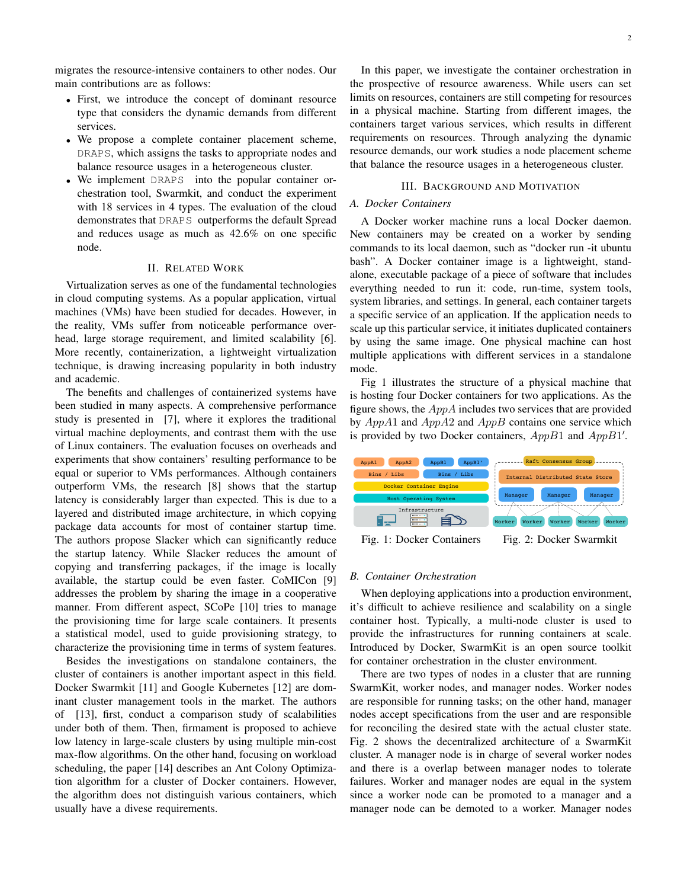migrates the resource-intensive containers to other nodes. Our main contributions are as follows:

- First, we introduce the concept of dominant resource type that considers the dynamic demands from different services.
- We propose a complete container placement scheme, DRAPS, which assigns the tasks to appropriate nodes and balance resource usages in a heterogeneous cluster.
- We implement DRAPS into the popular container orchestration tool, Swarmkit, and conduct the experiment with 18 services in 4 types. The evaluation of the cloud demonstrates that DRAPS outperforms the default Spread and reduces usage as much as 42.6% on one specific node.

## II. Related Work

Virtualization serves as one of the fundamental technologies in cloud computing systems. As a popular application, virtual machines (VMs) have been studied for decades. However, in the reality, VMs suffer from noticeable performance overhead, large storage requirement, and limited scalability [6]. More recently, containerization, a lightweight virtualization technique, is drawing increasing popularity in both industry and academic.

The benefits and challenges of containerized systems have been studied in many aspects. A comprehensive performance study is presented in [7], where it explores the traditional virtual machine deployments, and contrast them with the use of Linux containers. The evaluation focuses on overheads and experiments that show containers' resulting performance to be equal or superior to VMs performances. Although containers outperform VMs, the research [8] shows that the startup latency is considerably larger than expected. This is due to a layered and distributed image architecture, in which copying package data accounts for most of container startup time. The authors propose Slacker which can significantly reduce the startup latency. While Slacker reduces the amount of copying and transferring packages, if the image is locally available, the startup could be even faster. CoMICon [9] addresses the problem by sharing the image in a cooperative manner. From different aspect, SCoPe [10] tries to manage the provisioning time for large scale containers. It presents a statistical model, used to guide provisioning strategy, to characterize the provisioning time in terms of system features.

Besides the investigations on standalone containers, the cluster of containers is another important aspect in this field. Docker Swarmkit [11] and Google Kubernetes [12] are dominant cluster management tools in the market. The authors of [13], first, conduct a comparison study of scalabilities under both of them. Then, firmament is proposed to achieve low latency in large-scale clusters by using multiple min-cost max-flow algorithms. On the other hand, focusing on workload scheduling, the paper [14] describes an Ant Colony Optimization algorithm for a cluster of Docker containers. However, the algorithm does not distinguish various containers, which usually have a divese requirements.

In this paper, we investigate the container orchestration in the prospective of resource awareness. While users can set limits on resources, containers are still competing for resources in a physical machine. Starting from different images, the containers target various services, which results in different requirements on resources. Through analyzing the dynamic resource demands, our work studies a node placement scheme that balance the resource usages in a heterogeneous cluster.

## III. Background and Motivation

### A. Docker Containers

A Docker worker machine runs a local Docker daemon. New containers may be created on a worker by sending commands to its local daemon, such as "docker run -it ubuntu bash". A Docker container image is a lightweight, standalone, executable package of a piece of software that includes everything needed to run it: code, run-time, system tools, system libraries, and settings. In general, each container targets a specific service of an application. If the application needs to scale up this particular service, it initiates duplicated containers by using the same image. One physical machine can host multiple applications with different services in a standalone mode.

Fig 1 illustrates the structure of a physical machine that is hosting four Docker containers for two applications. As the figure shows, the $AppA$ includes two services that are provided by $AppA1$ and $AppA2$ and $AppB$ contains one service which is provided by two Docker containers, $AppB1$ and $AppB1'$.

AppA1 AppA2 AppB1 AppB1'
Bins / Libs Bins / Libs
Docker Container Engine
Host Operating System
Infrastructure

Fig. 1: Docker Containers

Raft Consensus Group
Internal Distributed State Store
Manager Manager Manager
Worker Worker Worker Worker Worker

Fig. 2: Docker Swarmkit

### B. Container Orchestration

When deploying applications into a production environment, it's difficult to achieve resilience and scalability on a single container host. Typically, a multi-node cluster is used to provide the infrastructures for running containers at scale. Introduced by Docker, SwarmKit is an open source toolkit for container orchestration in the cluster environment.

There are two types of nodes in a cluster that are running SwarmKit, worker nodes, and manager nodes. Worker nodes are responsible for running tasks; on the other hand, manager nodes accept specifications from the user and are responsible for reconciling the desired state with the actual cluster state. Fig. 2 shows the decentralized architecture of a SwarmKit cluster. A manager node is in charge of several worker nodes and there is a overlap between manager nodes to tolerate failures. Worker and manager nodes are equal in the system since a worker node can be promoted to a manager and a manager node can be demoted to a worker. Manager nodes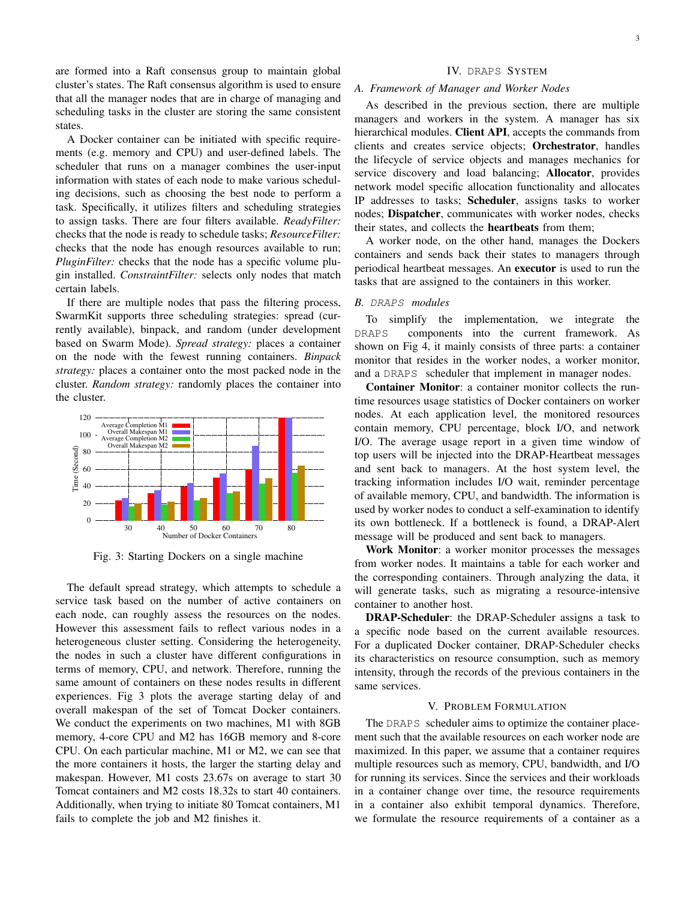are formed into a Raft consensus group to maintain global cluster's states. The Raft consensus algorithm is used to ensure that all the manager nodes that are in charge of managing and scheduling tasks in the cluster are storing the same consistent states.

A Docker container can be initiated with specific requirements (e.g. memory and CPU) and user-defined labels. The scheduler that runs on a manager combines the user-input information with states of each node to make various scheduling decisions, such as choosing the best node to perform a task. Specifically, it utilizes filters and scheduling strategies to assign tasks. There are four filters available. *ReadyFilter:* checks that the node is ready to schedule tasks; *ResourceFilter:* checks that the node has enough resources available to run; *PluginFilter:* checks that the node has a specific volume plugin installed. *ConstraintFilter:* selects only nodes that match certain labels.

If there are multiple nodes that pass the filtering process, SwarmKit supports three scheduling strategies: spread (currently available), binpack, and random (under development based on Swarm Mode). *Spread strategy:* places a container on the node with the fewest running containers. *Binpack strategy:* places a container onto the most packed node in the cluster. *Random strategy:* randomly places the container into the cluster.

120
100
80
60
40
20
0
Time (Second)
Average Completion M1
Overall Makespan M1
Average Completion M2
Overall Makespan M2
30 40 50 60 70 80
Number of Docker Containers

Fig. 3: Starting Dockers on a single machine

The default spread strategy, which attempts to schedule a service task based on the number of active containers on each node, can roughly assess the resources on the nodes. However this assessment fails to reflect various nodes in a heterogeneous cluster setting. Considering the heterogeneity, the nodes in such a cluster have different configurations in terms of memory, CPU, and network. Therefore, running the same amount of containers on these nodes results in different experiences. Fig 3 plots the average starting delay of and overall makespan of the set of Tomcat Docker containers. We conduct the experiments on two machines, M1 with 8GB memory, 4-core CPU and M2 has 16GB memory and 8-core CPU. On each particular machine, M1 or M2, we can see that the more containers it hosts, the larger the starting delay and makespan. However, M1 costs 23.67s on average to start 30 Tomcat containers and M2 costs 18.32s to start 40 containers. Additionally, when trying to initiate 80 Tomcat containers, M1 fails to complete the job and M2 finishes it.

## IV. DRAPS SYSTEM

### A. Framework of Manager and Worker Nodes

As described in the previous section, there are multiple managers and workers in the system. A manager has six hierarchical modules. **Client API**, accepts the commands from clients and creates service objects; **Orchestrator**, handles the lifecycle of service objects and manages mechanics for service discovery and load balancing; **Allocator**, provides network model specific allocation functionality and allocates IP addresses to tasks; **Scheduler**, assigns tasks to worker nodes; **Dispatcher**, communicates with worker nodes, checks their states, and collects the **heartbeats** from them;

A worker node, on the other hand, manages the Dockers containers and sends back their states to managers through periodical heartbeat messages. An **executor** is used to run the tasks that are assigned to the containers in this worker.

### B. DRAPS modules

To simplify the implementation, we integrate the DRAPS components into the current framework. As shown on Fig 4, it mainly consists of three parts: a container monitor that resides in the worker nodes, a worker monitor, and a DRAPS scheduler that implement in manager nodes.

**Container Monitor**: a container monitor collects the runtime resources usage statistics of Docker containers on worker nodes. At each application level, the monitored resources contain memory, CPU percentage, block I/O, and network I/O. The average usage report in a given time window of top users will be injected into the DRAP-Heartbeat messages and sent back to managers. At the host system level, the tracking information includes I/O wait, reminder percentage of available memory, CPU, and bandwidth. The information is used by worker nodes to conduct a self-examination to identify its own bottleneck. If a bottleneck is found, a DRAP-Alert message will be produced and sent back to managers.

**Work Monitor**: a worker monitor processes the messages from worker nodes. It maintains a table for each worker and the corresponding containers. Through analyzing the data, it will generate tasks, such as migrating a resource-intensive container to another host.

**DRAP-Scheduler**: the DRAP-Scheduler assigns a task to a specific node based on the current available resources. For a duplicated Docker container, DRAP-Scheduler checks its characteristics on resource consumption, such as memory intensity, through the records of the previous containers in the same services.

## V. PROBLEM FORMULATION

The DRAPS scheduler aims to optimize the container placement such that the available resources on each worker node are maximized. In this paper, we assume that a container requires multiple resources such as memory, CPU, bandwidth, and I/O for running its services. Since the services and their workloads in a container change over time, the resource requirements in a container also exhibit temporal dynamics. Therefore, we formulate the resource requirements of a container as a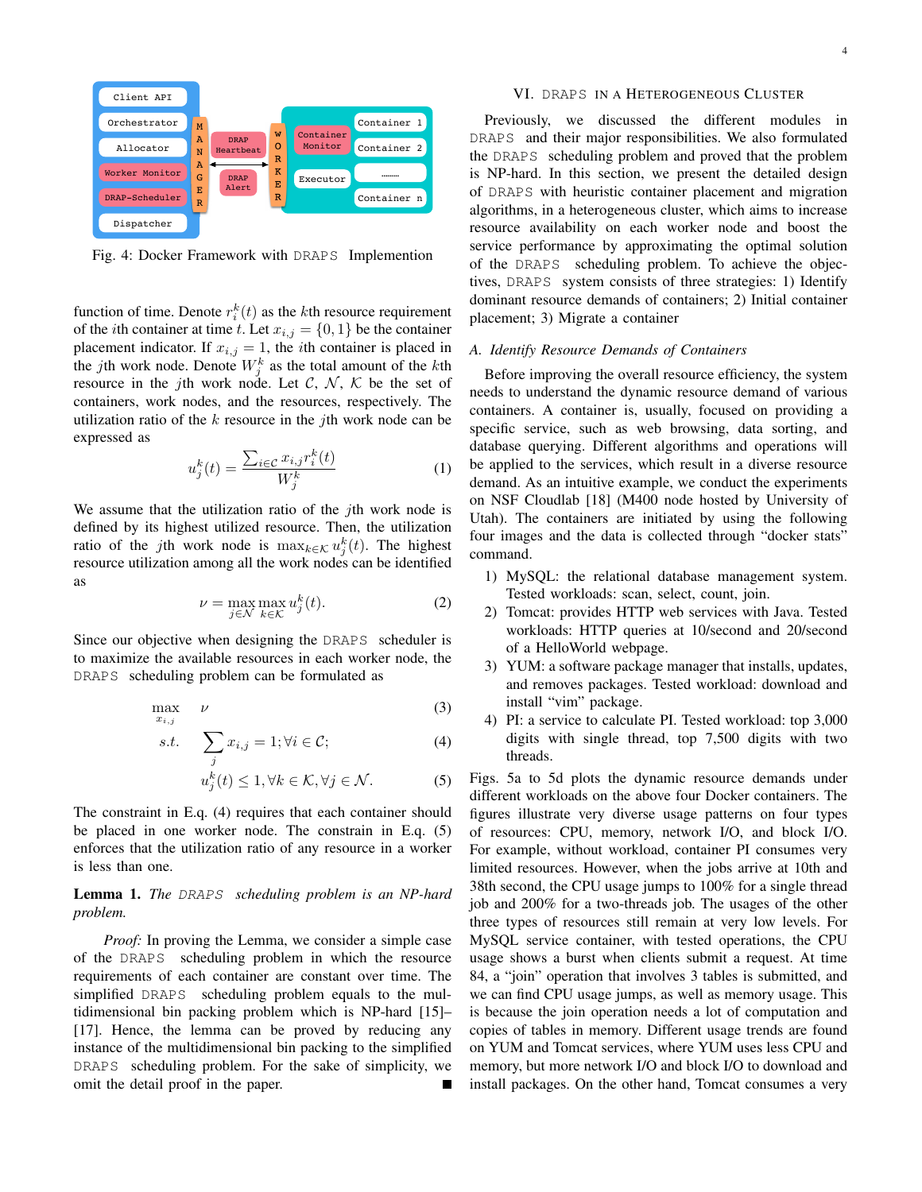Client API
Orchestrator
Allocator
Worker Monitor
DRAP-Scheduler
Dispatcher
MANAGER
DRAP Heartbeat
DRAP Alert
WORKER
Container Monitor
Executor
Container 1
Container 2
.........
Container n

Fig. 4: Docker Framework with DRAPS Implemention

function of time. Denote $r_i^k(t)$ as the $k$th resource requirement of the $i$th container at time $t$. Let $x_{i,j} = \{0, 1\}$ be the container placement indicator. If $x_{i,j} = 1$, the $i$th container is placed in the $j$th work node. Denote $W_j^k$ as the total amount of the $k$th resource in the $j$th work node. Let $\mathcal{C}$, $\mathcal{N}$, $\mathcal{K}$ be the set of containers, work nodes, and the resources, respectively. The utilization ratio of the $k$ resource in the $j$th work node can be expressed as

$$u_j^k(t) = \frac{\sum_{i \in \mathcal{C}} x_{i,j} r_i^k(t)}{W_j^k} \tag{1}$$

We assume that the utilization ratio of the $j$th work node is defined by its highest utilized resource. Then, the utilization ratio of the $j$th work node is $\max_{k \in \mathcal{K}} u_j^k(t)$. The highest resource utilization among all the work nodes can be identified as

$$\nu = \max_{j \in \mathcal{N}} \max_{k \in \mathcal{K}} u_j^k(t). \tag{2}$$

Since our objective when designing the DRAPS scheduler is to maximize the available resources in each worker node, the DRAPS scheduling problem can be formulated as

$$\max_{x_{i,j}} \quad \nu \tag{3}$$

$$s.t. \quad \sum_j x_{i,j} = 1; \forall i \in \mathcal{C}; \tag{4}$$

$$u_j^k(t) \leq 1, \forall k \in \mathcal{K}, \forall j \in \mathcal{N}. \tag{5}$$

The constraint in E.q. (4) requires that each container should be placed in one worker node. The constrain in E.q. (5) enforces that the utilization ratio of any resource in a worker is less than one.

**Lemma 1.** *The DRAPS scheduling problem is an NP-hard problem.*

*Proof:* In proving the Lemma, we consider a simple case of the DRAPS scheduling problem in which the resource requirements of each container are constant over time. The simplified DRAPS scheduling problem equals to the multidimensional bin packing problem which is NP-hard [15]–[17]. Hence, the lemma can be proved by reducing any instance of the multidimensional bin packing to the simplified DRAPS scheduling problem. For the sake of simplicity, we omit the detail proof in the paper. ∎

## VI. DRAPS IN A HETEROGENEOUS CLUSTER

Previously, we discussed the different modules in DRAPS and their major responsibilities. We also formulated the DRAPS scheduling problem and proved that the problem is NP-hard. In this section, we present the detailed design of DRAPS with heuristic container placement and migration algorithms, in a heterogeneous cluster, which aims to increase resource availability on each worker node and boost the service performance by approximating the optimal solution of the DRAPS scheduling problem. To achieve the objectives, DRAPS system consists of three strategies: 1) Identify dominant resource demands of containers; 2) Initial container placement; 3) Migrate a container

### A. Identify Resource Demands of Containers

Before improving the overall resource efficiency, the system needs to understand the dynamic resource demand of various containers. A container is, usually, focused on providing a specific service, such as web browsing, data sorting, and database querying. Different algorithms and operations will be applied to the services, which result in a diverse resource demand. As an intuitive example, we conduct the experiments on NSF Cloudlab [18] (M400 node hosted by University of Utah). The containers are initiated by using the following four images and the data is collected through "docker stats" command.

1) MySQL: the relational database management system. Tested workloads: scan, select, count, join.
2) Tomcat: provides HTTP web services with Java. Tested workloads: HTTP queries at 10/second and 20/second of a HelloWorld webpage.
3) YUM: a software package manager that installs, updates, and removes packages. Tested workload: download and install "vim" package.
4) PI: a service to calculate PI. Tested workload: top 3,000 digits with single thread, top 7,500 digits with two threads.

Figs. 5a to 5d plots the dynamic resource demands under different workloads on the above four Docker containers. The figures illustrate very diverse usage patterns on four types of resources: CPU, memory, network I/O, and block I/O. For example, without workload, container PI consumes very limited resources. However, when the jobs arrive at 10th and 38th second, the CPU usage jumps to 100% for a single thread job and 200% for a two-threads job. The usages of the other three types of resources still remain at very low levels. For MySQL service container, with tested operations, the CPU usage shows a burst when clients submit a request. At time 84, a "join" operation that involves 3 tables is submitted, and we can find CPU usage jumps, as well as memory usage. This is because the join operation needs a lot of computation and copies of tables in memory. Different usage trends are found on YUM and Tomcat services, where YUM uses less CPU and memory, but more network I/O and block I/O to download and install packages. On the other hand, Tomcat consumes a very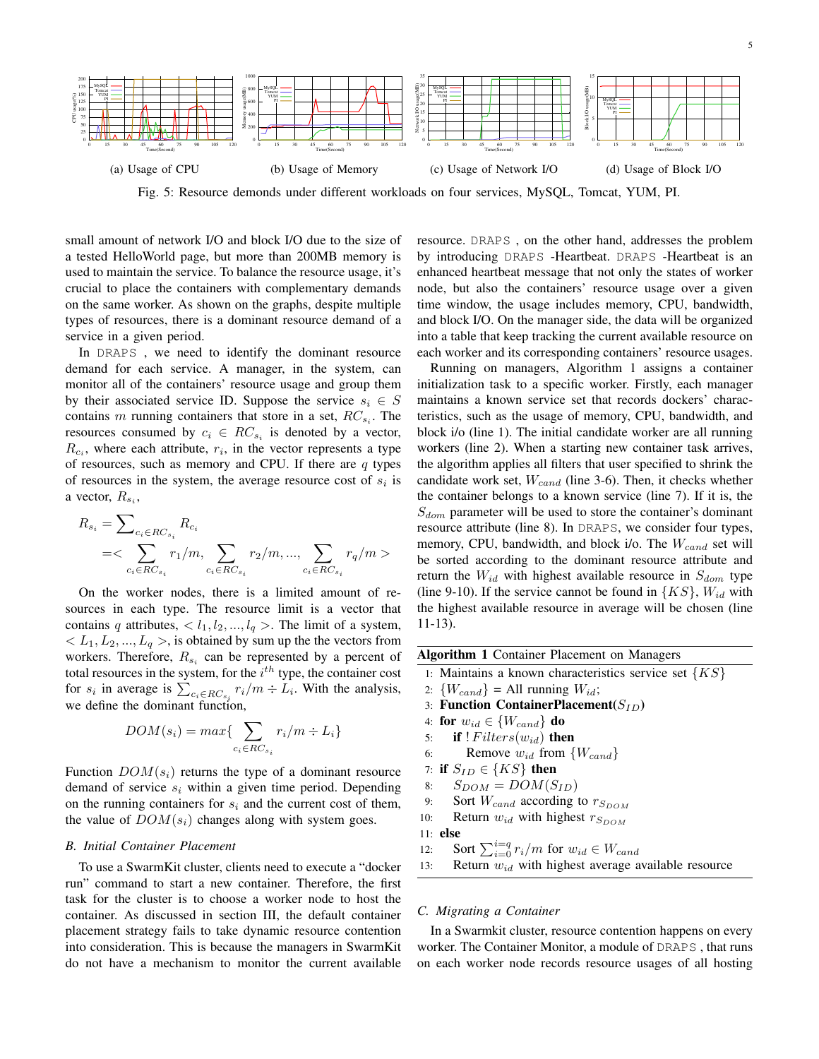(a) Usage of CPU

CPU usage(%)
200
175
150
125
100
75
50
25
0
0 15 30 45 60 75 90 105 120
Time(Second)
MySQL
Tomcat
YUM
PI

(b) Usage of Memory

Memory usage(MB)
1000
800
600
400
200
0
0 15 30 45 60 75 90 105 120
Time(Second)
MySQL
Tomcat
YUM
PI

(c) Usage of Network I/O

Network I/O usage(MB)
35
30
25
20
15
10
5
0
0 15 30 45 60 75 90 105 120
Time(Second)
MySQL
Tomcat
YUM
PI

(d) Usage of Block I/O

Block I/O usage(MB)
15
10
5
0
0 15 30 45 60 75 90 105 120
Time(Second)
MySQL
Tomcat
YUM
PI

Fig. 5: Resource demonds under different workloads on four services, MySQL, Tomcat, YUM, PI.

small amount of network I/O and block I/O due to the size of a tested HelloWorld page, but more than 200MB memory is used to maintain the service. To balance the resource usage, it's crucial to place the containers with complementary demands on the same worker. As shown on the graphs, despite multiple types of resources, there is a dominant resource demand of a service in a given period.

In DRAPS , we need to identify the dominant resource demand for each service. A manager, in the system, can monitor all of the containers' resource usage and group them by their associated service ID. Suppose the service $s_i \in S$ contains $m$ running containers that store in a set, $RC_{s_i}$. The resources consumed by $c_i \in RC_{s_i}$ is denoted by a vector, $R_{c_i}$, where each attribute, $r_i$, in the vector represents a type of resources, such as memory and CPU. If there are $q$ types of resources in the system, the average resource cost of $s_i$ is a vector, $R_{s_i}$,

$$
\begin{aligned}
R_{s_i} &= \sum\nolimits_{c_i \in RC_{s_i}} R_{c_i} \\
&= < \sum_{c_i \in RC_{s_i}} r_1/m, \sum_{c_i \in RC_{s_i}} r_2/m, ..., \sum_{c_i \in RC_{s_i}} r_q/m >
\end{aligned}
$$

On the worker nodes, there is a limited amount of resources in each type. The resource limit is a vector that contains $q$ attributes, $< l_1, l_2, ..., l_q >$. The limit of a system, $< L_1, L_2, ..., L_q >$, is obtained by sum up the the vectors from workers. Therefore, $R_{s_i}$ can be represented by a percent of total resources in the system, for the $i^{th}$ type, the container cost for $s_i$ in average is $\sum_{c_i \in RC_{s_i}} r_i/m \div L_i$. With the analysis, we define the dominant function,

$$
DOM(s_i) = max\{ \sum_{c_i \in RC_{s_i}} r_i/m \div L_i \}
$$

Function $DOM(s_i)$ returns the type of a dominant resource demand of service $s_i$ within a given time period. Depending on the running containers for $s_i$ and the current cost of them, the value of $DOM(s_i)$ changes along with system goes.

### B. Initial Container Placement

To use a SwarmKit cluster, clients need to execute a "docker run" command to start a new container. Therefore, the first task for the cluster is to choose a worker node to host the container. As discussed in section III, the default container placement strategy fails to take dynamic resource contention into consideration. This is because the managers in SwarmKit do not have a mechanism to monitor the current available resource. DRAPS , on the other hand, addresses the problem by introducing DRAPS -Heartbeat. DRAPS -Heartbeat is an enhanced heartbeat message that not only the states of worker node, but also the containers' resource usage over a given time window, the usage includes memory, CPU, bandwidth, and block I/O. On the manager side, the data will be organized into a table that keep tracking the current available resource on each worker and its corresponding containers' resource usages.

Running on managers, Algorithm 1 assigns a container initialization task to a specific worker. Firstly, each manager maintains a known service set that records dockers' characteristics, such as the usage of memory, CPU, bandwidth, and block i/o (line 1). The initial candidate worker are all running workers (line 2). When a starting new container task arrives, the algorithm applies all filters that user specified to shrink the candidate work set, $W_{cand}$ (line 3-6). Then, it checks whether the container belongs to a known service (line 7). If it is, the $S_{dom}$ parameter will be used to store the container's dominant resource attribute (line 8). In DRAPS, we consider four types, memory, CPU, bandwidth, and block i/o. The $W_{cand}$ set will be sorted according to the dominant resource attribute and return the $W_{id}$ with highest available resource in $S_{dom}$ type (line 9-10). If the service cannot be found in $\{KS\}$, $W_{id}$ with the highest available resource in average will be chosen (line 11-13).

**Algorithm 1** Container Placement on Managers

1: Maintains a known characteristics service set $\{KS\}$
2: $\{W_{cand}\}$ = All running $W_{id}$;
3: **Function ContainerPlacement**($S_{ID}$)
4: **for** $w_{id} \in \{W_{cand}\}$ **do**
5: &nbsp;&nbsp;&nbsp;&nbsp;**if** $!Filters(w_{id})$ **then**
6: &nbsp;&nbsp;&nbsp;&nbsp;&nbsp;&nbsp;&nbsp;&nbsp;Remove $w_{id}$ from $\{W_{cand}\}$
7: **if** $S_{ID} \in \{KS\}$ **then**
8: &nbsp;&nbsp;&nbsp;&nbsp;$S_{DOM} = DOM(S_{ID})$
9: &nbsp;&nbsp;&nbsp;&nbsp;Sort $W_{cand}$ according to $r_{S_{DOM}}$
10: &nbsp;&nbsp;&nbsp;&nbsp;Return $w_{id}$ with highest $r_{S_{DOM}}$
11: **else**
12: &nbsp;&nbsp;&nbsp;&nbsp;Sort $\sum_{i=0}^{i=q} r_i/m$ for $w_{id} \in W_{cand}$
13: &nbsp;&nbsp;&nbsp;&nbsp;Return $w_{id}$ with highest average available resource

### C. Migrating a Container

In a Swarmkit cluster, resource contention happens on every worker. The Container Monitor, a module of DRAPS , that runs on each worker node records resource usages of all hosting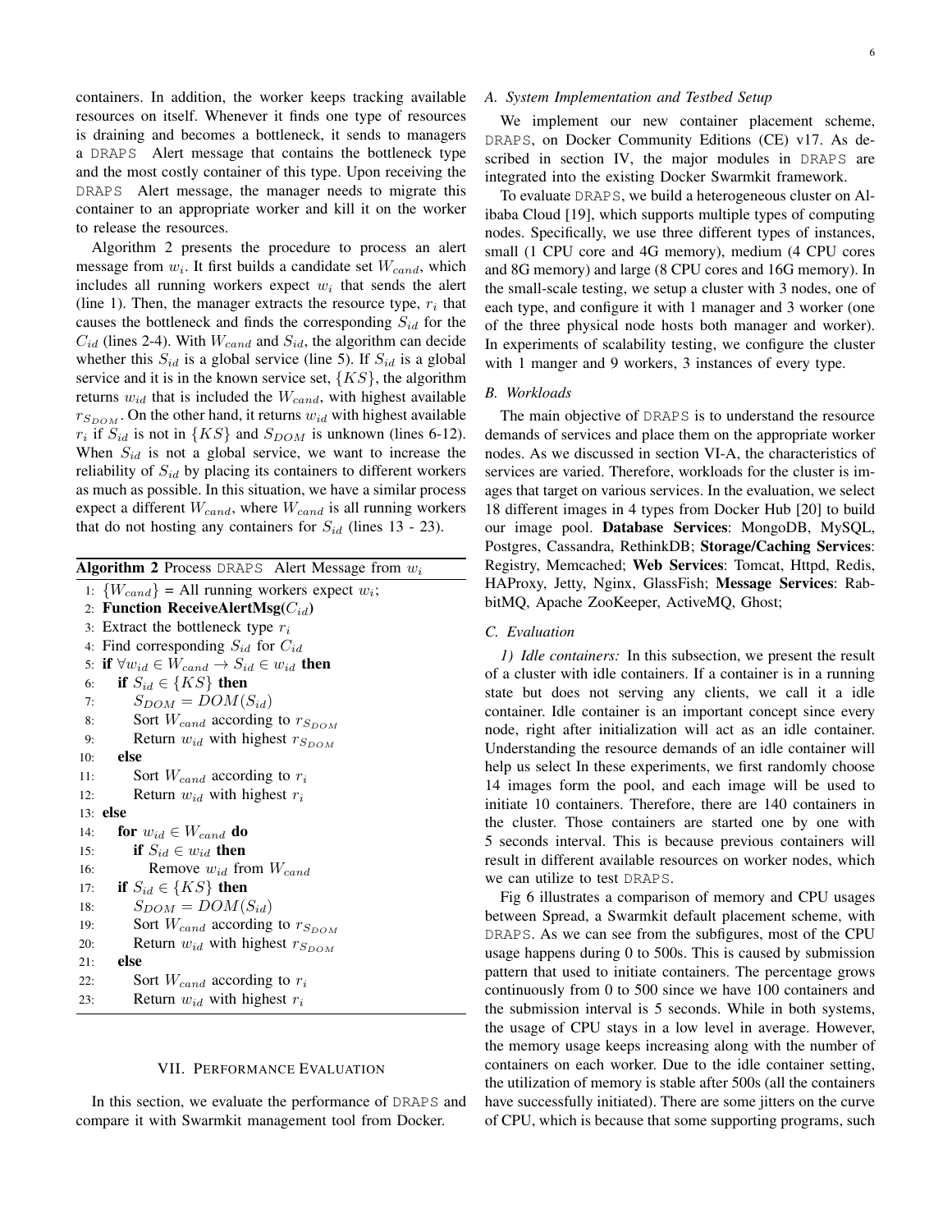containers. In addition, the worker keeps tracking available resources on itself. Whenever it finds one type of resources is draining and becomes a bottleneck, it sends to managers a DRAPS Alert message that contains the bottleneck type and the most costly container of this type. Upon receiving the DRAPS Alert message, the manager needs to migrate this container to an appropriate worker and kill it on the worker to release the resources.

Algorithm 2 presents the procedure to process an alert message from $w_i$. It first builds a candidate set $W_{cand}$, which includes all running workers expect $w_i$ that sends the alert (line 1). Then, the manager extracts the resource type, $r_i$ that causes the bottleneck and finds the corresponding $S_{id}$ for the $C_{id}$ (lines 2-4). With $W_{cand}$ and $S_{id}$, the algorithm can decide whether this $S_{id}$ is a global service (line 5). If $S_{id}$ is a global service and it is in the known service set, $\{KS\}$, the algorithm returns $w_{id}$ that is included the $W_{cand}$, with highest available $r_{S_{DOM}}$. On the other hand, it returns $w_{id}$ with highest available $r_i$ if $S_{id}$ is not in $\{KS\}$ and $S_{DOM}$ is unknown (lines 6-12). When $S_{id}$ is not a global service, we want to increase the reliability of $S_{id}$ by placing its containers to different workers as much as possible. In this situation, we have a similar process expect a different $W_{cand}$, where $W_{cand}$ is all running workers that do not hosting any containers for $S_{id}$ (lines 13 - 23).

**Algorithm 2** Process DRAPS Alert Message from $w_i$

```
1:  {W_cand} = All running workers expect w_i;
2:  Function ReceiveAlertMsg(C_id)
3:  Extract the bottleneck type r_i
4:  Find corresponding S_id for C_id
5:  if ∀w_id ∈ W_cand → S_id ∈ w_id then
6:     if S_id ∈ {KS} then
7:        S_DOM = DOM(S_id)
8:        Sort W_cand according to r_{S_DOM}
9:        Return w_id with highest r_{S_DOM}
10:    else
11:       Sort W_cand according to r_i
12:       Return w_id with highest r_i
13: else
14:    for w_id ∈ W_cand do
15:       if S_id ∈ w_id then
16:          Remove w_id from W_cand
17:    if S_id ∈ {KS} then
18:       S_DOM = DOM(S_id)
19:       Sort W_cand according to r_{S_DOM}
20:       Return w_id with highest r_{S_DOM}
21:    else
22:       Sort W_cand according to r_i
23:       Return w_id with highest r_i
```

## VII. Performance Evaluation

In this section, we evaluate the performance of DRAPS and compare it with Swarmkit management tool from Docker.

### A. System Implementation and Testbed Setup

We implement our new container placement scheme, DRAPS, on Docker Community Editions (CE) v17. As described in section IV, the major modules in DRAPS are integrated into the existing Docker Swarmkit framework.

To evaluate DRAPS, we build a heterogeneous cluster on Alibaba Cloud [19], which supports multiple types of computing nodes. Specifically, we use three different types of instances, small (1 CPU core and 4G memory), medium (4 CPU cores and 8G memory) and large (8 CPU cores and 16G memory). In the small-scale testing, we setup a cluster with 3 nodes, one of each type, and configure it with 1 manager and 3 worker (one of the three physical node hosts both manager and worker). In experiments of scalability testing, we configure the cluster with 1 manger and 9 workers, 3 instances of every type.

### B. Workloads

The main objective of DRAPS is to understand the resource demands of services and place them on the appropriate worker nodes. As we discussed in section VI-A, the characteristics of services are varied. Therefore, workloads for the cluster is images that target on various services. In the evaluation, we select 18 different images in 4 types from Docker Hub [20] to build our image pool. **Database Services**: MongoDB, MySQL, Postgres, Cassandra, RethinkDB; **Storage/Caching Services**: Registry, Memcached; **Web Services**: Tomcat, Httpd, Redis, HAProxy, Jetty, Nginx, GlassFish; **Message Services**: RabbitMQ, Apache ZooKeeper, ActiveMQ, Ghost;

### C. Evaluation

*1) Idle containers:* In this subsection, we present the result of a cluster with idle containers. If a container is in a running state but does not serving any clients, we call it a idle container. Idle container is an important concept since every node, right after initialization will act as an idle container. Understanding the resource demands of an idle container will help us select In these experiments, we first randomly choose 14 images form the pool, and each image will be used to initiate 10 containers. Therefore, there are 140 containers in the cluster. Those containers are started one by one with 5 seconds interval. This is because previous containers will result in different available resources on worker nodes, which we can utilize to test DRAPS.

Fig 6 illustrates a comparison of memory and CPU usages between Spread, a Swarmkit default placement scheme, with DRAPS. As we can see from the subfigures, most of the CPU usage happens during 0 to 500s. This is caused by submission pattern that used to initiate containers. The percentage grows continuously from 0 to 500 since we have 100 containers and the submission interval is 5 seconds. While in both systems, the usage of CPU stays in a low level in average. However, the memory usage keeps increasing along with the number of containers on each worker. Due to the idle container setting, the utilization of memory is stable after 500s (all the containers have successfully initiated). There are some jitters on the curve of CPU, which is because that some supporting programs, such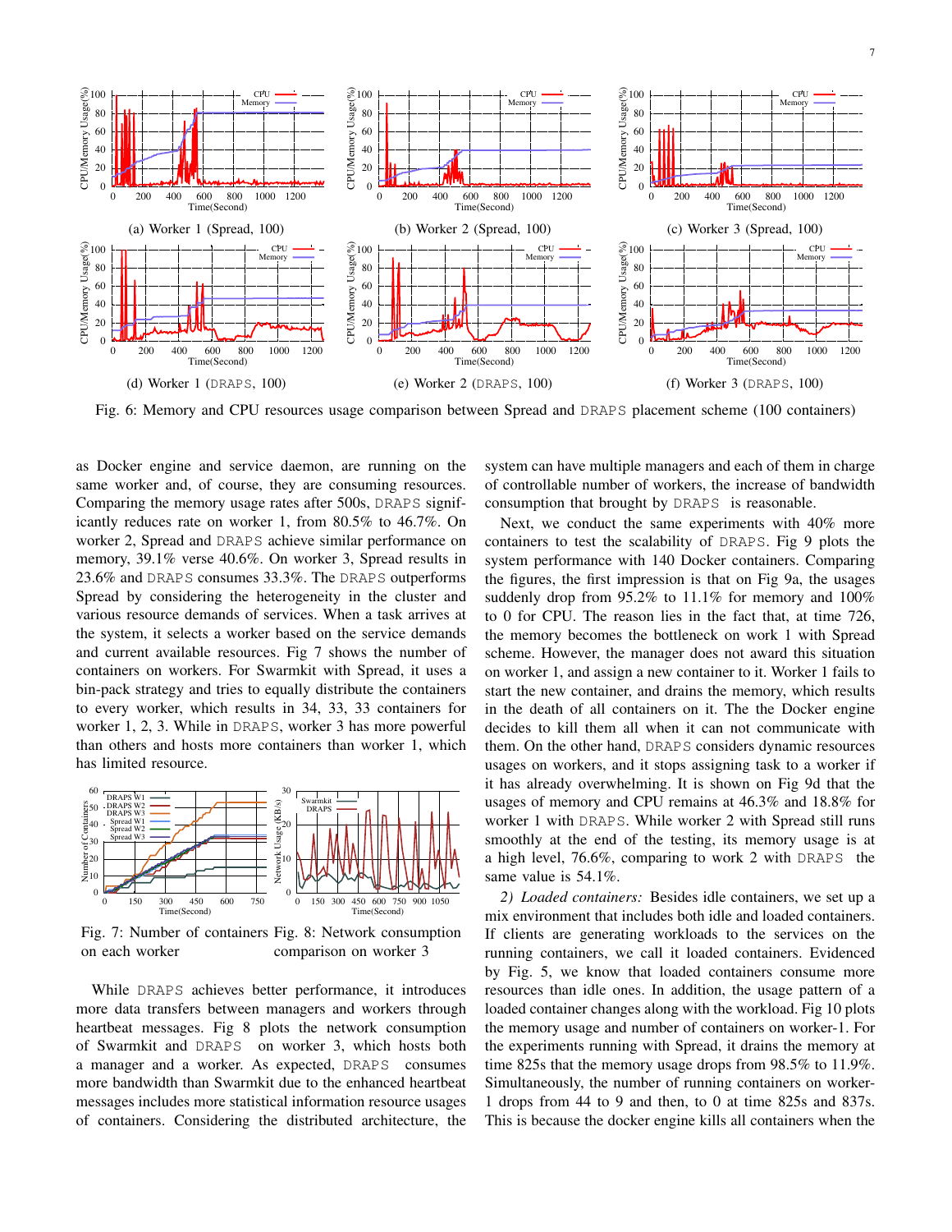Time(Second)

(a) Worker 1 (Spread, 100)

(b) Worker 2 (Spread, 100)

(c) Worker 3 (Spread, 100)

(d) Worker 1 (DRAPS, 100)

(e) Worker 2 (DRAPS, 100)

(f) Worker 3 (DRAPS, 100)

Fig. 6: Memory and CPU resources usage comparison between Spread and DRAPS placement scheme (100 containers)

as Docker engine and service daemon, are running on the same worker and, of course, they are consuming resources. Comparing the memory usage rates after 500s, DRAPS significantly reduces rate on worker 1, from 80.5% to 46.7%. On worker 2, Spread and DRAPS achieve similar performance on memory, 39.1% verse 40.6%. On worker 3, Spread results in 23.6% and DRAPS consumes 33.3%. The DRAPS outperforms Spread by considering the heterogeneity in the cluster and various resource demands of services. When a task arrives at the system, it selects a worker based on the service demands and current available resources. Fig 7 shows the number of containers on workers. For Swarmkit with Spread, it uses a bin-pack strategy and tries to equally distribute the containers to every worker, which results in 34, 33, 33 containers for worker 1, 2, 3. While in DRAPS, worker 3 has more powerful than others and hosts more containers than worker 1, which has limited resource.

Fig. 7: Number of containers on each worker

Fig. 8: Network consumption comparison on worker 3

While DRAPS achieves better performance, it introduces more data transfers between managers and workers through heartbeat messages. Fig 8 plots the network consumption of Swarmkit and DRAPS on worker 3, which hosts both a manager and a worker. As expected, DRAPS consumes more bandwidth than Swarmkit due to the enhanced heartbeat messages includes more statistical information resource usages of containers. Considering the distributed architecture, the system can have multiple managers and each of them in charge of controllable number of workers, the increase of bandwidth consumption that brought by DRAPS is reasonable.

Next, we conduct the same experiments with 40% more containers to test the scalability of DRAPS. Fig 9 plots the system performance with 140 Docker containers. Comparing the figures, the first impression is that on Fig 9a, the usages suddenly drop from 95.2% to 11.1% for memory and 100% to 0 for CPU. The reason lies in the fact that, at time 726, the memory becomes the bottleneck on work 1 with Spread scheme. However, the manager does not award this situation on worker 1, and assign a new container to it. Worker 1 fails to start the new container, and drains the memory, which results in the death of all containers on it. The the Docker engine decides to kill them all when it can not communicate with them. On the other hand, DRAPS considers dynamic resources usages on workers, and it stops assigning task to a worker if it has already overwhelming. It is shown on Fig 9d that the usages of memory and CPU remains at 46.3% and 18.8% for worker 1 with DRAPS. While worker 2 with Spread still runs smoothly at the end of the testing, its memory usage is at a high level, 76.6%, comparing to work 2 with DRAPS the same value is 54.1%.

*2) Loaded containers:* Besides idle containers, we set up a mix environment that includes both idle and loaded containers. If clients are generating workloads to the services on the running containers, we call it loaded containers. Evidenced by Fig. 5, we know that loaded containers consume more resources than idle ones. In addition, the usage pattern of a loaded container changes along with the workload. Fig 10 plots the memory usage and number of containers on worker-1. For the experiments running with Spread, it drains the memory at time 825s that the memory usage drops from 98.5% to 11.9%. Simultaneously, the number of running containers on worker-1 drops from 44 to 9 and then, to 0 at time 825s and 837s. This is because the docker engine kills all containers when the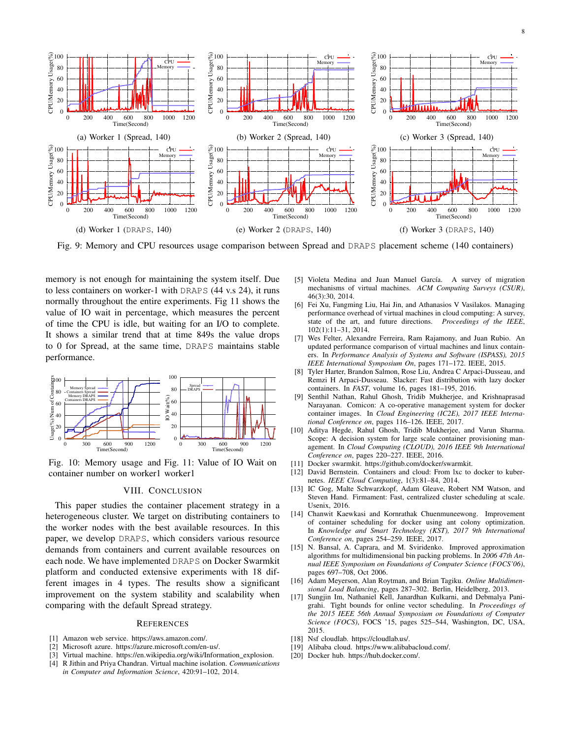(a) Worker 1 (Spread, 140)

(b) Worker 2 (Spread, 140)

(c) Worker 3 (Spread, 140)

(d) Worker 1 (DRAPS, 140)

(e) Worker 2 (DRAPS, 140)

(f) Worker 3 (DRAPS, 140)

Fig. 9: Memory and CPU resources usage comparison between Spread and DRAPS placement scheme (140 containers)

memory is not enough for maintaining the system itself. Due to less containers on worker-1 with DRAPS (44 v.s 24), it runs normally throughout the entire experiments. Fig 11 shows the value of IO wait in percentage, which measures the percent of time the CPU is idle, but waiting for an I/O to complete. It shows a similar trend that at time 849s the value drops to 0 for Spread, at the same time, DRAPS maintains stable performance.

Fig. 10: Memory usage and container number on worker1

Fig. 11: Value of IO Wait on worker1

## VIII. Conclusion

This paper studies the container placement strategy in a heterogeneous cluster. We target on distributing containers to the worker nodes with the best available resources. In this paper, we develop DRAPS, which considers various resource demands from containers and current available resources on each node. We have implemented DRAPS on Docker Swarmkit platform and conducted extensive experiments with 18 different images in 4 types. The results show a significant improvement on the system stability and scalability when comparing with the default Spread strategy.

## References

[1] Amazon web service. https://aws.amazon.com/.

[2] Microsoft azure. https://azure.microsoft.com/en-us/.

[3] Virtual machine. https://en.wikipedia.org/wiki/Information_explosion.

[4] R Jithin and Priya Chandran. Virtual machine isolation. *Communications in Computer and Information Science*, 420:91–102, 2014.

[5] Violeta Medina and Juan Manuel García. A survey of migration mechanisms of virtual machines. *ACM Computing Surveys (CSUR)*, 46(3):30, 2014.

[6] Fei Xu, Fangming Liu, Hai Jin, and Athanasios V Vasilakos. Managing performance overhead of virtual machines in cloud computing: A survey, state of the art, and future directions. *Proceedings of the IEEE*, 102(1):11–31, 2014.

[7] Wes Felter, Alexandre Ferreira, Ram Rajamony, and Juan Rubio. An updated performance comparison of virtual machines and linux containers. In *Performance Analysis of Systems and Software (ISPASS), 2015 IEEE International Symposium On*, pages 171–172. IEEE, 2015.

[8] Tyler Harter, Brandon Salmon, Rose Liu, Andrea C Arpaci-Dusseau, and Remzi H Arpaci-Dusseau. Slacker: Fast distribution with lazy docker containers. In *FAST*, volume 16, pages 181–195, 2016.

[9] Senthil Nathan, Rahul Ghosh, Tridib Mukherjee, and Krishnaprasad Narayanan. Comicon: A co-operative management system for docker container images. In *Cloud Engineering (IC2E), 2017 IEEE International Conference on*, pages 116–126. IEEE, 2017.

[10] Aditya Hegde, Rahul Ghosh, Tridib Mukherjee, and Varun Sharma. Scope: A decision system for large scale container provisioning management. In *Cloud Computing (CLOUD), 2016 IEEE 9th International Conference on*, pages 220–227. IEEE, 2016.

[11] Docker swarmkit. https://github.com/docker/swarmkit.

[12] David Bernstein. Containers and cloud: From lxc to docker to kubernetes. *IEEE Cloud Computing*, 1(3):81–84, 2014.

[13] IC Gog, Malte Schwarzkopf, Adam Gleave, Robert NM Watson, and Steven Hand. Firmament: Fast, centralized cluster scheduling at scale. Usenix, 2016.

[14] Chanwit Kaewkasi and Kornrathak Chuenmuneewong. Improvement of container scheduling for docker using ant colony optimization. In *Knowledge and Smart Technology (KST), 2017 9th International Conference on*, pages 254–259. IEEE, 2017.

[15] N. Bansal, A. Caprara, and M. Sviridenko. Improved approximation algorithms for multidimensional bin packing problems. In *2006 47th Annual IEEE Symposium on Foundations of Computer Science (FOCS'06)*, pages 697–708, Oct 2006.

[16] Adam Meyerson, Alan Roytman, and Brian Tagiku. *Online Multidimensional Load Balancing*, pages 287–302. Berlin, Heidelberg, 2013.

[17] Sungjin Im, Nathaniel Kell, Janardhan Kulkarni, and Debmalya Panigrahi. Tight bounds for online vector scheduling. In *Proceedings of the 2015 IEEE 56th Annual Symposium on Foundations of Computer Science (FOCS)*, FOCS '15, pages 525–544, Washington, DC, USA, 2015.

[18] Nsf cloudlab. https://cloudlab.us/.

[19] Alibaba cloud. https://www.alibabacloud.com/.

[20] Docker hub. https://hub.docker.com/.